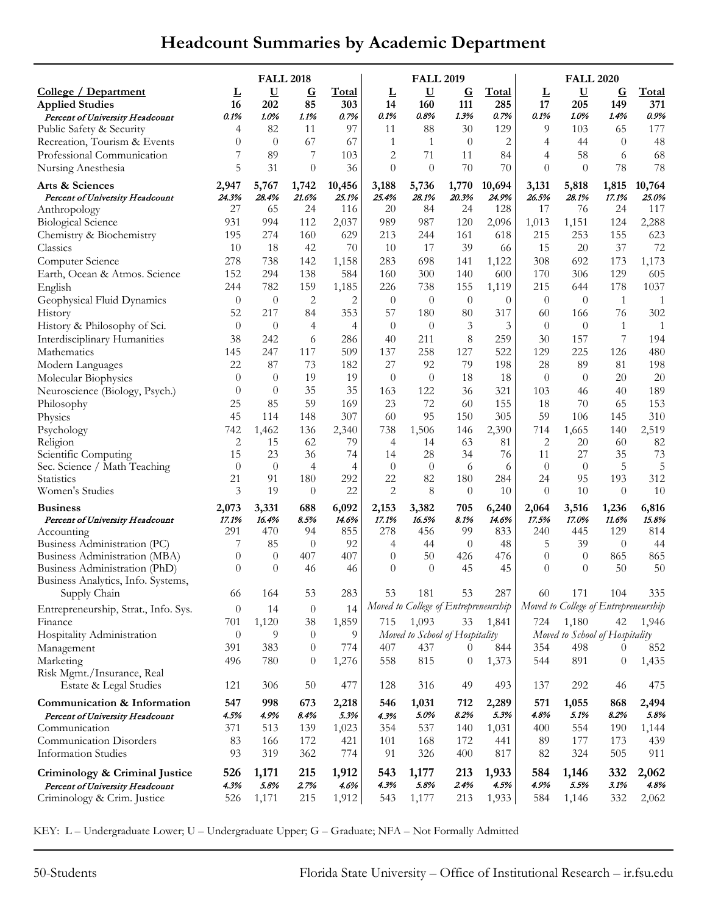# Headcount Summaries by Academic Department

| College / Department | FALL 2018 L | FALL 2018 U | FALL 2018 G | FALL 2018 Total | FALL 2019 L | FALL 2019 U | FALL 2019 G | FALL 2019 Total | FALL 2020 L | FALL 2020 U | FALL 2020 G | FALL 2020 Total |
|---|---|---|---|---|---|---|---|---|---|---|---|---|
| **Applied Studies** | **16** | **202** | **85** | **303** | **14** | **160** | **111** | **285** | **17** | **205** | **149** | **371** |
| *Percent of University Headcount* | *0.1%* | *1.0%* | *1.1%* | *0.7%* | *0.1%* | *0.8%* | *1.3%* | *0.7%* | *0.1%* | *1.0%* | *1.4%* | *0.9%* |
| Public Safety & Security | 4 | 82 | 11 | 97 | 11 | 88 | 30 | 129 | 9 | 103 | 65 | 177 |
| Recreation, Tourism & Events | 0 | 0 | 67 | 67 | 1 | 1 | 0 | 2 | 4 | 44 | 0 | 48 |
| Professional Communication | 7 | 89 | 7 | 103 | 2 | 71 | 11 | 84 | 4 | 58 | 6 | 68 |
| Nursing Anesthesia | 5 | 31 | 0 | 36 | 0 | 0 | 70 | 70 | 0 | 0 | 78 | 78 |
| **Arts & Sciences** | **2,947** | **5,767** | **1,742** | **10,456** | **3,188** | **5,736** | **1,770** | **10,694** | **3,131** | **5,818** | **1,815** | **10,764** |
| *Percent of University Headcount* | *24.3%* | *28.4%* | *21.6%* | *25.1%* | *25.4%* | *28.1%* | *20.3%* | *24.9%* | *26.5%* | *28.1%* | *17.1%* | *25.0%* |
| Anthropology | 27 | 65 | 24 | 116 | 20 | 84 | 24 | 128 | 17 | 76 | 24 | 117 |
| Biological Science | 931 | 994 | 112 | 2,037 | 989 | 987 | 120 | 2,096 | 1,013 | 1,151 | 124 | 2,288 |
| Chemistry & Biochemistry | 195 | 274 | 160 | 629 | 213 | 244 | 161 | 618 | 215 | 253 | 155 | 623 |
| Classics | 10 | 18 | 42 | 70 | 10 | 17 | 39 | 66 | 15 | 20 | 37 | 72 |
| Computer Science | 278 | 738 | 142 | 1,158 | 283 | 698 | 141 | 1,122 | 308 | 692 | 173 | 1,173 |
| Earth, Ocean & Atmos. Science | 152 | 294 | 138 | 584 | 160 | 300 | 140 | 600 | 170 | 306 | 129 | 605 |
| English | 244 | 782 | 159 | 1,185 | 226 | 738 | 155 | 1,119 | 215 | 644 | 178 | 1037 |
| Geophysical Fluid Dynamics | 0 | 0 | 2 | 2 | 0 | 0 | 0 | 0 | 0 | 0 | 1 | 1 |
| History | 52 | 217 | 84 | 353 | 57 | 180 | 80 | 317 | 60 | 166 | 76 | 302 |
| History & Philosophy of Sci. | 0 | 0 | 4 | 4 | 0 | 0 | 3 | 3 | 0 | 0 | 1 | 1 |
| Interdisciplinary Humanities | 38 | 242 | 6 | 286 | 40 | 211 | 8 | 259 | 30 | 157 | 7 | 194 |
| Mathematics | 145 | 247 | 117 | 509 | 137 | 258 | 127 | 522 | 129 | 225 | 126 | 480 |
| Modern Languages | 22 | 87 | 73 | 182 | 27 | 92 | 79 | 198 | 28 | 89 | 81 | 198 |
| Molecular Biophysics | 0 | 0 | 19 | 19 | 0 | 0 | 18 | 18 | 0 | 0 | 20 | 20 |
| Neuroscience (Biology, Psych.) | 0 | 0 | 35 | 35 | 163 | 122 | 36 | 321 | 103 | 46 | 40 | 189 |
| Philosophy | 25 | 85 | 59 | 169 | 23 | 72 | 60 | 155 | 18 | 70 | 65 | 153 |
| Physics | 45 | 114 | 148 | 307 | 60 | 95 | 150 | 305 | 59 | 106 | 145 | 310 |
| Psychology | 742 | 1,462 | 136 | 2,340 | 738 | 1,506 | 146 | 2,390 | 714 | 1,665 | 140 | 2,519 |
| Religion | 2 | 15 | 62 | 79 | 4 | 14 | 63 | 81 | 2 | 20 | 60 | 82 |
| Scientific Computing | 15 | 23 | 36 | 74 | 14 | 28 | 34 | 76 | 11 | 27 | 35 | 73 |
| Sec. Science / Math Teaching | 0 | 0 | 4 | 4 | 0 | 0 | 6 | 6 | 0 | 0 | 5 | 5 |
| Statistics | 21 | 91 | 180 | 292 | 22 | 82 | 180 | 284 | 24 | 95 | 193 | 312 |
| Women's Studies | 3 | 19 | 0 | 22 | 2 | 8 | 0 | 10 | 0 | 10 | 0 | 10 |
| **Business** | **2,073** | **3,331** | **688** | **6,092** | **2,153** | **3,382** | **705** | **6,240** | **2,064** | **3,516** | **1,236** | **6,816** |
| *Percent of University Headcount* | *17.1%* | *16.4%* | *8.5%* | *14.6%* | *17.1%* | *16.5%* | *8.1%* | *14.6%* | *17.5%* | *17.0%* | *11.6%* | *15.8%* |
| Accounting | 291 | 470 | 94 | 855 | 278 | 456 | 99 | 833 | 240 | 445 | 129 | 814 |
| Business Administration (PC) | 7 | 85 | 0 | 92 | 4 | 44 | 0 | 48 | 5 | 39 | 0 | 44 |
| Business Administration (MBA) | 0 | 0 | 407 | 407 | 0 | 50 | 426 | 476 | 0 | 0 | 865 | 865 |
| Business Administration (PhD) | 0 | 0 | 46 | 46 | 0 | 0 | 45 | 45 | 0 | 0 | 50 | 50 |
| Business Analytics, Info. Systems, Supply Chain | 66 | 164 | 53 | 283 | 53 | 181 | 53 | 287 | 60 | 171 | 104 | 335 |
| Entrepreneurship, Strat., Info. Sys. | 0 | 14 | 0 | 14 | *Moved to College of Entrepreneurship* | | | | *Moved to College of Entrepreneurship* | | | |
| Finance | 701 | 1,120 | 38 | 1,859 | 715 | 1,093 | 33 | 1,841 | 724 | 1,180 | 42 | 1,946 |
| Hospitality Administration | 0 | 9 | 0 | 9 | *Moved to School of Hospitality* | | | | *Moved to School of Hospitality* | | | |
| Management | 391 | 383 | 0 | 774 | 407 | 437 | 0 | 844 | 354 | 498 | 0 | 852 |
| Marketing | 496 | 780 | 0 | 1,276 | 558 | 815 | 0 | 1,373 | 544 | 891 | 0 | 1,435 |
| Risk Mgmt./Insurance, Real Estate & Legal Studies | 121 | 306 | 50 | 477 | 128 | 316 | 49 | 493 | 137 | 292 | 46 | 475 |
| **Communication & Information** | **547** | **998** | **673** | **2,218** | **546** | **1,031** | **712** | **2,289** | **571** | **1,055** | **868** | **2,494** |
| *Percent of University Headcount* | *4.5%* | *4.9%* | *8.4%* | *5.3%* | *4.3%* | *5.0%* | *8.2%* | *5.3%* | *4.8%* | *5.1%* | *8.2%* | *5.8%* |
| Communication | 371 | 513 | 139 | 1,023 | 354 | 537 | 140 | 1,031 | 400 | 554 | 190 | 1,144 |
| Communication Disorders | 83 | 166 | 172 | 421 | 101 | 168 | 172 | 441 | 89 | 177 | 173 | 439 |
| Information Studies | 93 | 319 | 362 | 774 | 91 | 326 | 400 | 817 | 82 | 324 | 505 | 911 |
| **Criminology & Criminal Justice** | **526** | **1,171** | **215** | **1,912** | **543** | **1,177** | **213** | **1,933** | **584** | **1,146** | **332** | **2,062** |
| *Percent of University Headcount* | *4.3%* | *5.8%* | *2.7%* | *4.6%* | *4.3%* | *5.8%* | *2.4%* | *4.5%* | *4.9%* | *5.5%* | *3.1%* | *4.8%* |
| Criminology & Crim. Justice | 526 | 1,171 | 215 | 1,912 | 543 | 1,177 | 213 | 1,933 | 584 | 1,146 | 332 | 2,062 |

KEY: L – Undergraduate Lower; U – Undergraduate Upper; G – Graduate; NFA – Not Formally Admitted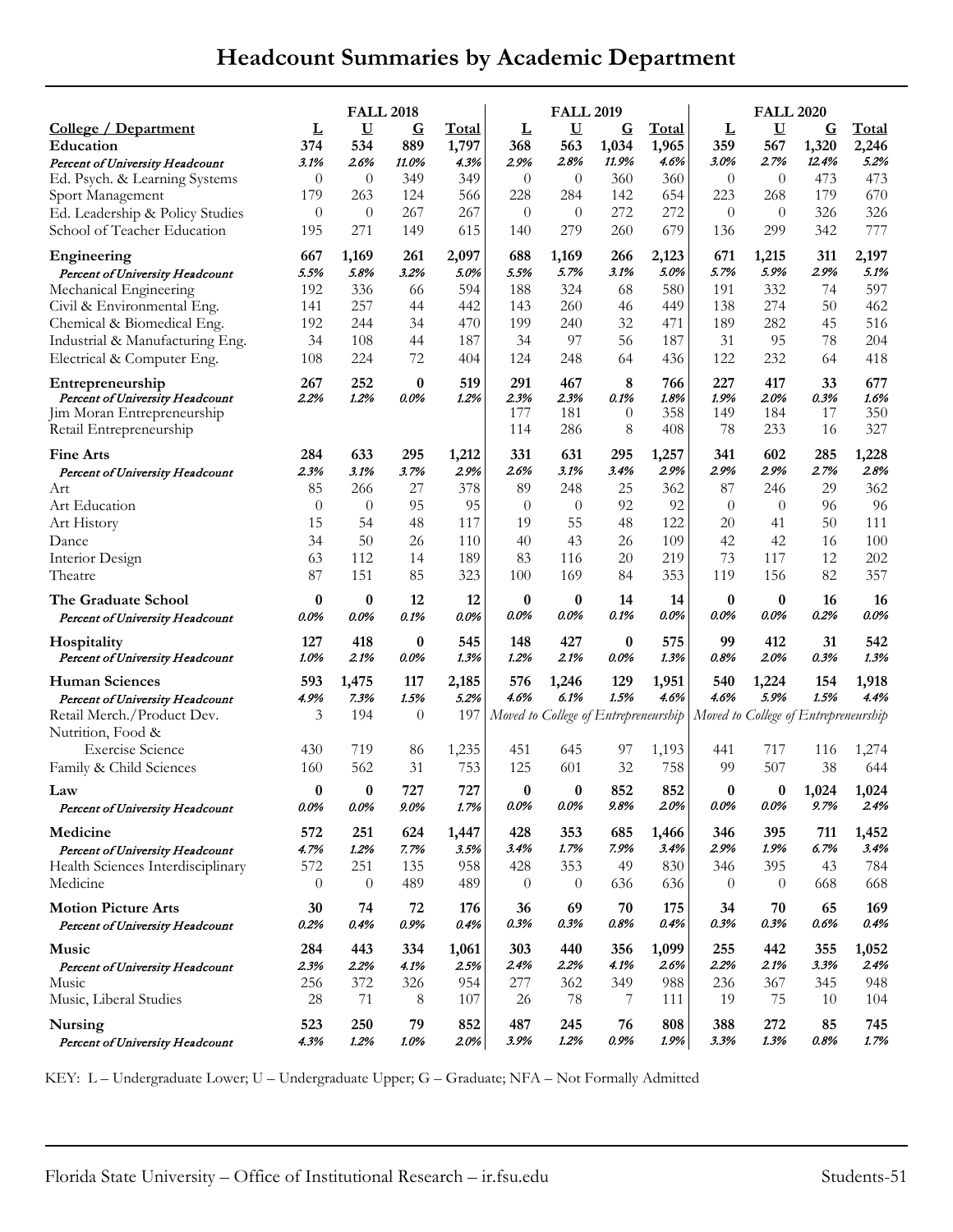# Headcount Summaries by Academic Department

| College / Department | FALL 2018 L | FALL 2018 U | FALL 2018 G | FALL 2018 Total | FALL 2019 L | FALL 2019 U | FALL 2019 G | FALL 2019 Total | FALL 2020 L | FALL 2020 U | FALL 2020 G | FALL 2020 Total |
|---|---|---|---|---|---|---|---|---|---|---|---|---|
| **Education** | **374** | **534** | **889** | **1,797** | **368** | **563** | **1,034** | **1,965** | **359** | **567** | **1,320** | **2,246** |
| *Percent of University Headcount* | *3.1%* | *2.6%* | *11.0%* | *4.3%* | *2.9%* | *2.8%* | *11.9%* | *4.6%* | *3.0%* | *2.7%* | *12.4%* | *5.2%* |
| Ed. Psych. & Learning Systems | 0 | 0 | 349 | 349 | 0 | 0 | 360 | 360 | 0 | 0 | 473 | 473 |
| Sport Management | 179 | 263 | 124 | 566 | 228 | 284 | 142 | 654 | 223 | 268 | 179 | 670 |
| Ed. Leadership & Policy Studies | 0 | 0 | 267 | 267 | 0 | 0 | 272 | 272 | 0 | 0 | 326 | 326 |
| School of Teacher Education | 195 | 271 | 149 | 615 | 140 | 279 | 260 | 679 | 136 | 299 | 342 | 777 |
| **Engineering** | **667** | **1,169** | **261** | **2,097** | **688** | **1,169** | **266** | **2,123** | **671** | **1,215** | **311** | **2,197** |
| *Percent of University Headcount* | *5.5%* | *5.8%* | *3.2%* | *5.0%* | *5.5%* | *5.7%* | *3.1%* | *5.0%* | *5.7%* | *5.9%* | *2.9%* | *5.1%* |
| Mechanical Engineering | 192 | 336 | 66 | 594 | 188 | 324 | 68 | 580 | 191 | 332 | 74 | 597 |
| Civil & Environmental Eng. | 141 | 257 | 44 | 442 | 143 | 260 | 46 | 449 | 138 | 274 | 50 | 462 |
| Chemical & Biomedical Eng. | 192 | 244 | 34 | 470 | 199 | 240 | 32 | 471 | 189 | 282 | 45 | 516 |
| Industrial & Manufacturing Eng. | 34 | 108 | 44 | 187 | 34 | 97 | 56 | 187 | 31 | 95 | 78 | 204 |
| Electrical & Computer Eng. | 108 | 224 | 72 | 404 | 124 | 248 | 64 | 436 | 122 | 232 | 64 | 418 |
| **Entrepreneurship** | **267** | **252** | **0** | **519** | **291** | **467** | **8** | **766** | **227** | **417** | **33** | **677** |
| *Percent of University Headcount* | *2.2%* | *1.2%* | *0.0%* | *1.2%* | *2.3%* | *2.3%* | *0.1%* | *1.8%* | *1.9%* | *2.0%* | *0.3%* | *1.6%* |
| Jim Moran Entrepreneurship | | | | | 177 | 181 | 0 | 358 | 149 | 184 | 17 | 350 |
| Retail Entrepreneurship | | | | | 114 | 286 | 8 | 408 | 78 | 233 | 16 | 327 |
| **Fine Arts** | **284** | **633** | **295** | **1,212** | **331** | **631** | **295** | **1,257** | **341** | **602** | **285** | **1,228** |
| *Percent of University Headcount* | *2.3%* | *3.1%* | *3.7%* | *2.9%* | *2.6%* | *3.1%* | *3.4%* | *2.9%* | *2.9%* | *2.9%* | *2.7%* | *2.8%* |
| Art | 85 | 266 | 27 | 378 | 89 | 248 | 25 | 362 | 87 | 246 | 29 | 362 |
| Art Education | 0 | 0 | 95 | 95 | 0 | 0 | 92 | 92 | 0 | 0 | 96 | 96 |
| Art History | 15 | 54 | 48 | 117 | 19 | 55 | 48 | 122 | 20 | 41 | 50 | 111 |
| Dance | 34 | 50 | 26 | 110 | 40 | 43 | 26 | 109 | 42 | 42 | 16 | 100 |
| Interior Design | 63 | 112 | 14 | 189 | 83 | 116 | 20 | 219 | 73 | 117 | 12 | 202 |
| Theatre | 87 | 151 | 85 | 323 | 100 | 169 | 84 | 353 | 119 | 156 | 82 | 357 |
| **The Graduate School** | **0** | **0** | **12** | **12** | **0** | **0** | **14** | **14** | **0** | **0** | **16** | **16** |
| *Percent of University Headcount* | *0.0%* | *0.0%* | *0.1%* | *0.0%* | *0.0%* | *0.0%* | *0.1%* | *0.0%* | *0.0%* | *0.0%* | *0.2%* | *0.0%* |
| **Hospitality** | **127** | **418** | **0** | **545** | **148** | **427** | **0** | **575** | **99** | **412** | **31** | **542** |
| *Percent of University Headcount* | *1.0%* | *2.1%* | *0.0%* | *1.3%* | *1.2%* | *2.1%* | *0.0%* | *1.3%* | *0.8%* | *2.0%* | *0.3%* | *1.3%* |
| **Human Sciences** | **593** | **1,475** | **117** | **2,185** | **576** | **1,246** | **129** | **1,951** | **540** | **1,224** | **154** | **1,918** |
| *Percent of University Headcount* | *4.9%* | *7.3%* | *1.5%* | *5.2%* | *4.6%* | *6.1%* | *1.5%* | *4.6%* | *4.6%* | *5.9%* | *1.5%* | *4.4%* |
| Retail Merch./Product Dev. | 3 | 194 | 0 | 197 | *Moved to College of Entrepreneurship* | | | | *Moved to College of Entrepreneurship* | | | |
| Nutrition, Food & Exercise Science | 430 | 719 | 86 | 1,235 | 451 | 645 | 97 | 1,193 | 441 | 717 | 116 | 1,274 |
| Family & Child Sciences | 160 | 562 | 31 | 753 | 125 | 601 | 32 | 758 | 99 | 507 | 38 | 644 |
| **Law** | **0** | **0** | **727** | **727** | **0** | **0** | **852** | **852** | **0** | **0** | **1,024** | **1,024** |
| *Percent of University Headcount* | *0.0%* | *0.0%* | *9.0%* | *1.7%* | *0.0%* | *0.0%* | *9.8%* | *2.0%* | *0.0%* | *0.0%* | *9.7%* | *2.4%* |
| **Medicine** | **572** | **251** | **624** | **1,447** | **428** | **353** | **685** | **1,466** | **346** | **395** | **711** | **1,452** |
| *Percent of University Headcount* | *4.7%* | *1.2%* | *7.7%* | *3.5%* | *3.4%* | *1.7%* | *7.9%* | *3.4%* | *2.9%* | *1.9%* | *6.7%* | *3.4%* |
| Health Sciences Interdisciplinary | 572 | 251 | 135 | 958 | 428 | 353 | 49 | 830 | 346 | 395 | 43 | 784 |
| Medicine | 0 | 0 | 489 | 489 | 0 | 0 | 636 | 636 | 0 | 0 | 668 | 668 |
| **Motion Picture Arts** | **30** | **74** | **72** | **176** | **36** | **69** | **70** | **175** | **34** | **70** | **65** | **169** |
| *Percent of University Headcount* | *0.2%* | *0.4%* | *0.9%* | *0.4%* | *0.3%* | *0.3%* | *0.8%* | *0.4%* | *0.3%* | *0.3%* | *0.6%* | *0.4%* |
| **Music** | **284** | **443** | **334** | **1,061** | **303** | **440** | **356** | **1,099** | **255** | **442** | **355** | **1,052** |
| *Percent of University Headcount* | *2.3%* | *2.2%* | *4.1%* | *2.5%* | *2.4%* | *2.2%* | *4.1%* | *2.6%* | *2.2%* | *2.1%* | *3.3%* | *2.4%* |
| Music | 256 | 372 | 326 | 954 | 277 | 362 | 349 | 988 | 236 | 367 | 345 | 948 |
| Music, Liberal Studies | 28 | 71 | 8 | 107 | 26 | 78 | 7 | 111 | 19 | 75 | 10 | 104 |
| **Nursing** | **523** | **250** | **79** | **852** | **487** | **245** | **76** | **808** | **388** | **272** | **85** | **745** |
| *Percent of University Headcount* | *4.3%* | *1.2%* | *1.0%* | *2.0%* | *3.9%* | *1.2%* | *0.9%* | *1.9%* | *3.3%* | *1.3%* | *0.8%* | *1.7%* |

KEY: L – Undergraduate Lower; U – Undergraduate Upper; G – Graduate; NFA – Not Formally Admitted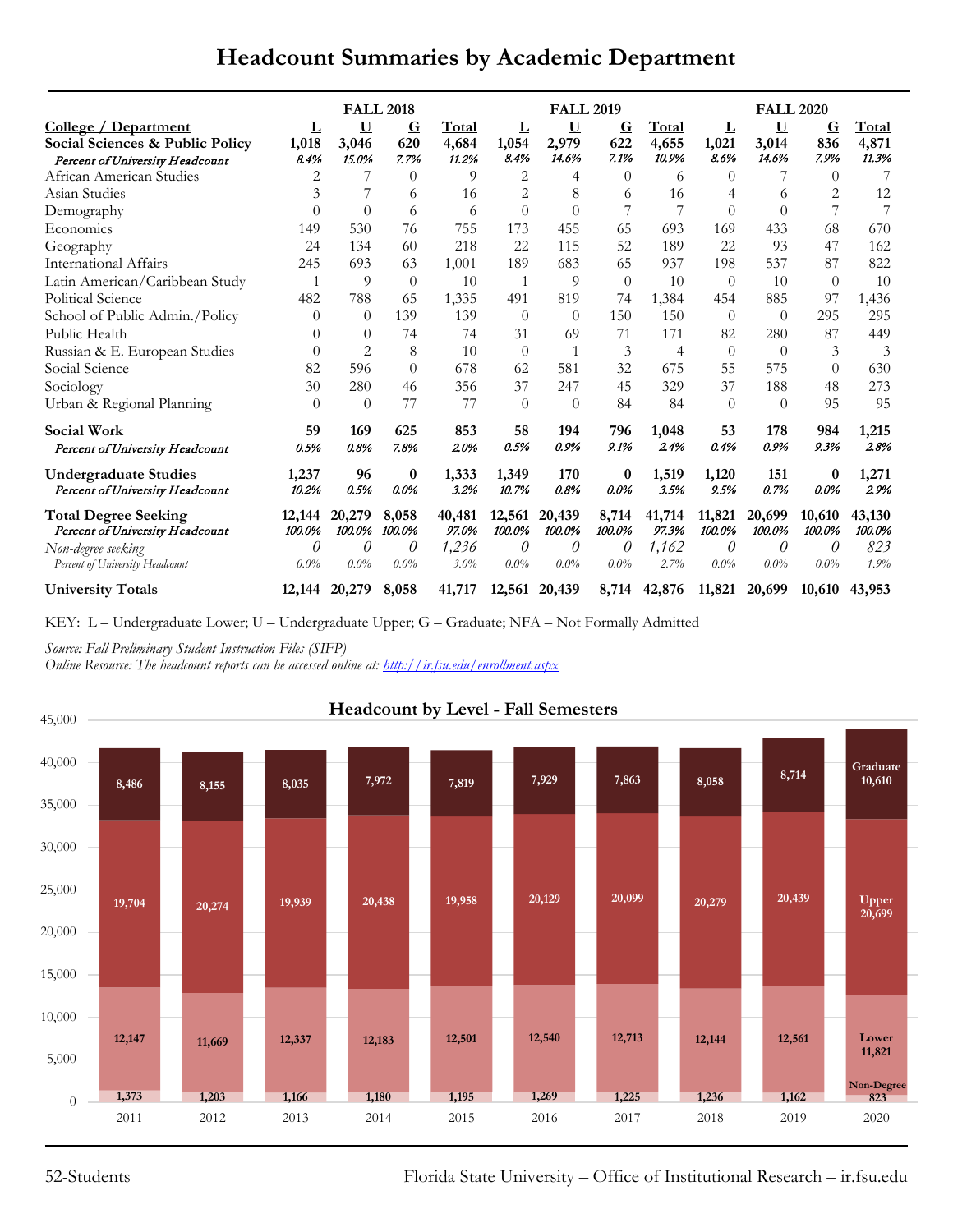# Headcount Summaries by Academic Department

| College / Department | FALL 2018 L | FALL 2018 U | FALL 2018 G | FALL 2018 Total | FALL 2019 L | FALL 2019 U | FALL 2019 G | FALL 2019 Total | FALL 2020 L | FALL 2020 U | FALL 2020 G | FALL 2020 Total |
|---|---|---|---|---|---|---|---|---|---|---|---|---|
| **Social Sciences & Public Policy** | **1,018** | **3,046** | **620** | **4,684** | **1,054** | **2,979** | **622** | **4,655** | **1,021** | **3,014** | **836** | **4,871** |
| *Percent of University Headcount* | *8.4%* | *15.0%* | *7.7%* | *11.2%* | *8.4%* | *14.6%* | *7.1%* | *10.9%* | *8.6%* | *14.6%* | *7.9%* | *11.3%* |
| African American Studies | 2 | 7 | 0 | 9 | 2 | 4 | 0 | 6 | 0 | 7 | 0 | 7 |
| Asian Studies | 3 | 7 | 6 | 16 | 2 | 8 | 6 | 16 | 4 | 6 | 2 | 12 |
| Demography | 0 | 0 | 6 | 6 | 0 | 0 | 7 | 7 | 0 | 0 | 7 | 7 |
| Economics | 149 | 530 | 76 | 755 | 173 | 455 | 65 | 693 | 169 | 433 | 68 | 670 |
| Geography | 24 | 134 | 60 | 218 | 22 | 115 | 52 | 189 | 22 | 93 | 47 | 162 |
| International Affairs | 245 | 693 | 63 | 1,001 | 189 | 683 | 65 | 937 | 198 | 537 | 87 | 822 |
| Latin American/Caribbean Study | 1 | 9 | 0 | 10 | 1 | 9 | 0 | 10 | 0 | 10 | 0 | 10 |
| Political Science | 482 | 788 | 65 | 1,335 | 491 | 819 | 74 | 1,384 | 454 | 885 | 97 | 1,436 |
| School of Public Admin./Policy | 0 | 0 | 139 | 139 | 0 | 0 | 150 | 150 | 0 | 0 | 295 | 295 |
| Public Health | 0 | 0 | 74 | 74 | 31 | 69 | 71 | 171 | 82 | 280 | 87 | 449 |
| Russian & E. European Studies | 0 | 2 | 8 | 10 | 0 | 1 | 3 | 4 | 0 | 0 | 3 | 3 |
| Social Science | 82 | 596 | 0 | 678 | 62 | 581 | 32 | 675 | 55 | 575 | 0 | 630 |
| Sociology | 30 | 280 | 46 | 356 | 37 | 247 | 45 | 329 | 37 | 188 | 48 | 273 |
| Urban & Regional Planning | 0 | 0 | 77 | 77 | 0 | 0 | 84 | 84 | 0 | 0 | 95 | 95 |
| **Social Work** | **59** | **169** | **625** | **853** | **58** | **194** | **796** | **1,048** | **53** | **178** | **984** | **1,215** |
| *Percent of University Headcount* | *0.5%* | *0.8%* | *7.8%* | *2.0%* | *0.5%* | *0.9%* | *9.1%* | *2.4%* | *0.4%* | *0.9%* | *9.3%* | *2.8%* |
| **Undergraduate Studies** | **1,237** | **96** | **0** | **1,333** | **1,349** | **170** | **0** | **1,519** | **1,120** | **151** | **0** | **1,271** |
| *Percent of University Headcount* | *10.2%* | *0.5%* | *0.0%* | *3.2%* | *10.7%* | *0.8%* | *0.0%* | *3.5%* | *9.5%* | *0.7%* | *0.0%* | *2.9%* |
| **Total Degree Seeking** | **12,144** | **20,279** | **8,058** | **40,481** | **12,561** | **20,439** | **8,714** | **41,714** | **11,821** | **20,699** | **10,610** | **43,130** |
| *Percent of University Headcount* | *100.0%* | *100.0%* | *100.0%* | *97.0%* | *100.0%* | *100.0%* | *100.0%* | *97.3%* | *100.0%* | *100.0%* | *100.0%* | *100.0%* |
| *Non-degree seeking* | *0* | *0* | *0* | *1,236* | *0* | *0* | *0* | *1,162* | *0* | *0* | *0* | *823* |
| *Percent of University Headcount* | *0.0%* | *0.0%* | *0.0%* | *3.0%* | *0.0%* | *0.0%* | *0.0%* | *2.7%* | *0.0%* | *0.0%* | *0.0%* | *1.9%* |
| **University Totals** | **12,144** | **20,279** | **8,058** | **41,717** | **12,561** | **20,439** | **8,714** | **42,876** | **11,821** | **20,699** | **10,610** | **43,953** |

KEY: L – Undergraduate Lower; U – Undergraduate Upper; G – Graduate; NFA – Not Formally Admitted

*Source: Fall Preliminary Student Instruction Files (SIFP)*
*Online Resource: The headcount reports can be accessed online at: http://ir.fsu.edu/enrollment.aspx*

**Headcount by Level - Fall Semesters**

45,000
40,000
35,000
30,000
25,000
20,000
15,000
10,000
5,000
0

2011: 8,486; 19,704; 12,147; 1,373
2012: 8,155; 20,274; 11,669; 1,203
2013: 8,035; 19,939; 12,337; 1,166
2014: 7,972; 20,438; 12,183; 1,180
2015: 7,819; 19,958; 12,501; 1,195
2016: 7,929; 20,129; 12,540; 1,269
2017: 7,863; 20,099; 12,713; 1,225
2018: 8,058; 20,279; 12,144; 1,236
2019: 8,714; 20,439; 12,561; 1,162
2020: Graduate 10,610; Upper 20,699; Lower 11,821; Non-Degree 823